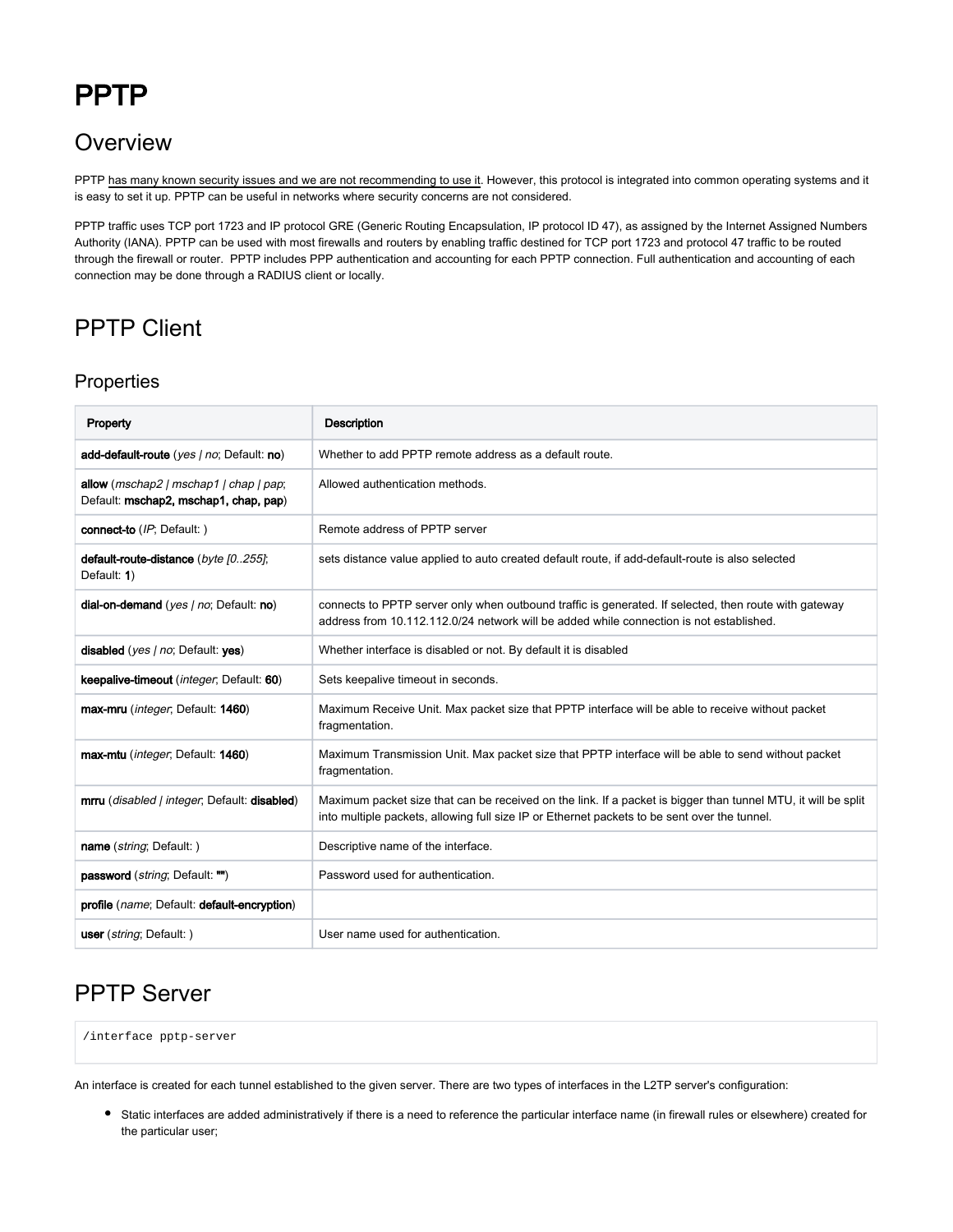# PPTP

## Overview

PPTP has many known security issues and we are not recommending to use it. However, this protocol is integrated into common operating systems and it is easy to set it up. PPTP can be useful in networks where security concerns are not considered.

PPTP traffic uses TCP port 1723 and IP protocol GRE (Generic Routing Encapsulation, IP protocol ID 47), as assigned by the Internet Assigned Numbers Authority (IANA). PPTP can be used with most firewalls and routers by enabling traffic destined for TCP port 1723 and protocol 47 traffic to be routed through the firewall or router.  PPTP includes PPP authentication and accounting for each PPTP connection. Full authentication and accounting of each connection may be done through a RADIUS client or locally.

## PPTP Client

### Properties

| Property | Description |
| --- | --- |
| **add-default-route** (*yes \| no*; Default: **no**) | Whether to add PPTP remote address as a default route. |
| **allow** (*mschap2 \| mschap1 \| chap \| pap*; Default: **mschap2, mschap1, chap, pap**) | Allowed authentication methods. |
| **connect-to** (*IP*; Default: ) | Remote address of PPTP server |
| **default-route-distance** (*byte [0..255]*; Default: **1**) | sets distance value applied to auto created default route, if add-default-route is also selected |
| **dial-on-demand** (*yes \| no*; Default: **no**) | connects to PPTP server only when outbound traffic is generated. If selected, then route with gateway address from 10.112.112.0/24 network will be added while connection is not established. |
| **disabled** (*yes \| no*; Default: **yes**) | Whether interface is disabled or not. By default it is disabled |
| **keepalive-timeout** (*integer*; Default: **60**) | Sets keepalive timeout in seconds. |
| **max-mru** (*integer*; Default: **1460**) | Maximum Receive Unit. Max packet size that PPTP interface will be able to receive without packet fragmentation. |
| **max-mtu** (*integer*; Default: **1460**) | Maximum Transmission Unit. Max packet size that PPTP interface will be able to send without packet fragmentation. |
| **mrru** (*disabled \| integer*; Default: **disabled**) | Maximum packet size that can be received on the link. If a packet is bigger than tunnel MTU, it will be split into multiple packets, allowing full size IP or Ethernet packets to be sent over the tunnel. |
| **name** (*string*; Default: ) | Descriptive name of the interface. |
| **password** (*string*; Default: **""**) | Password used for authentication. |
| **profile** (*name*; Default: **default-encryption**) | |
| **user** (*string*; Default: ) | User name used for authentication. |

## PPTP Server

```
/interface pptp-server
```

An interface is created for each tunnel established to the given server. There are two types of interfaces in the L2TP server's configuration:

- Static interfaces are added administratively if there is a need to reference the particular interface name (in firewall rules or elsewhere) created for the particular user;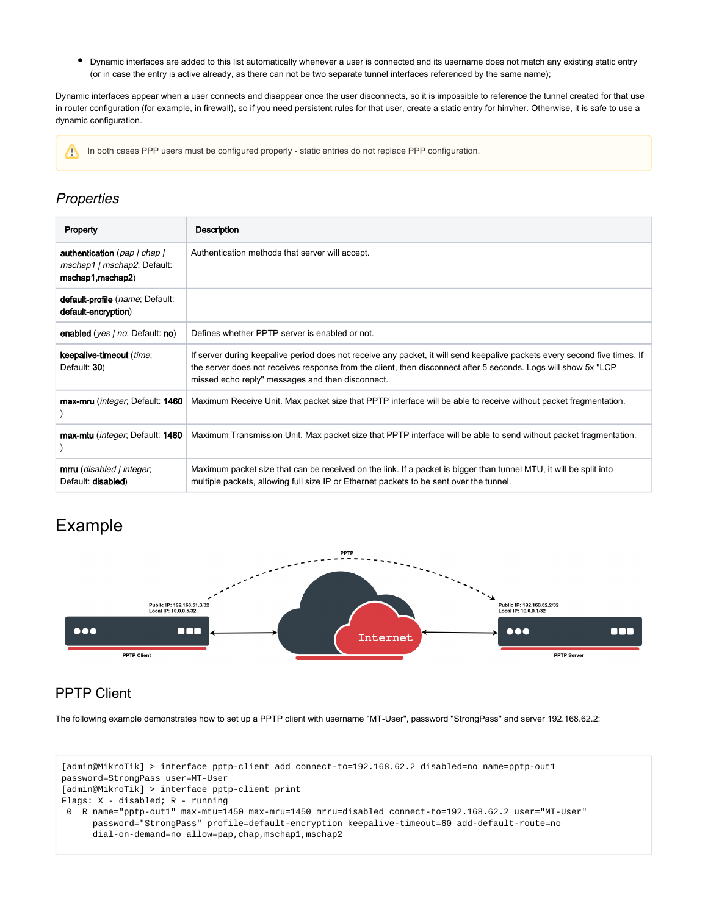- Dynamic interfaces are added to this list automatically whenever a user is connected and its username does not match any existing static entry (or in case the entry is active already, as there can not be two separate tunnel interfaces referenced by the same name);

Dynamic interfaces appear when a user connects and disappear once the user disconnects, so it is impossible to reference the tunnel created for that use in router configuration (for example, in firewall), so if you need persistent rules for that user, create a static entry for him/her. Otherwise, it is safe to use a dynamic configuration.

In both cases PPP users must be configured properly - static entries do not replace PPP configuration.

## Properties

| Property | Description |
|---|---|
| **authentication** (*pap \| chap \| mschap1 \| mschap2*; Default: **mschap1,mschap2**) | Authentication methods that server will accept. |
| **default-profile** (*name*; Default: **default-encryption**) | |
| **enabled** (*yes \| no*; Default: **no**) | Defines whether PPTP server is enabled or not. |
| **keepalive-timeout** (*time*; Default: **30**) | If server during keepalive period does not receive any packet, it will send keepalive packets every second five times. If the server does not receives response from the client, then disconnect after 5 seconds. Logs will show 5x "LCP missed echo reply" messages and then disconnect. |
| **max-mru** (*integer*, Default: **1460** ) | Maximum Receive Unit. Max packet size that PPTP interface will be able to receive without packet fragmentation. |
| **max-mtu** (*integer*, Default: **1460** ) | Maximum Transmission Unit. Max packet size that PPTP interface will be able to send without packet fragmentation. |
| **mrru** (*disabled \| integer*; Default: **disabled**) | Maximum packet size that can be received on the link. If a packet is bigger than tunnel MTU, it will be split into multiple packets, allowing full size IP or Ethernet packets to be sent over the tunnel. |

# Example

PPTP

Public IP: 192.168.51.3/32
Local IP: 10.0.0.5/32

PPTP Client

Internet

Public IP: 192.168.62.2/32
Local IP: 10.0.0.1/32

PPTP Server

## PPTP Client

The following example demonstrates how to set up a PPTP client with username "MT-User", password "StrongPass" and server 192.168.62.2:

```
[admin@MikroTik] > interface pptp-client add connect-to=192.168.62.2 disabled=no name=pptp-out1
password=StrongPass user=MT-User
[admin@MikroTik] > interface pptp-client print
Flags: X - disabled; R - running
 0  R name="pptp-out1" max-mtu=1450 max-mru=1450 mrru=disabled connect-to=192.168.62.2 user="MT-User"
      password="StrongPass" profile=default-encryption keepalive-timeout=60 add-default-route=no
      dial-on-demand=no allow=pap,chap,mschap1,mschap2
```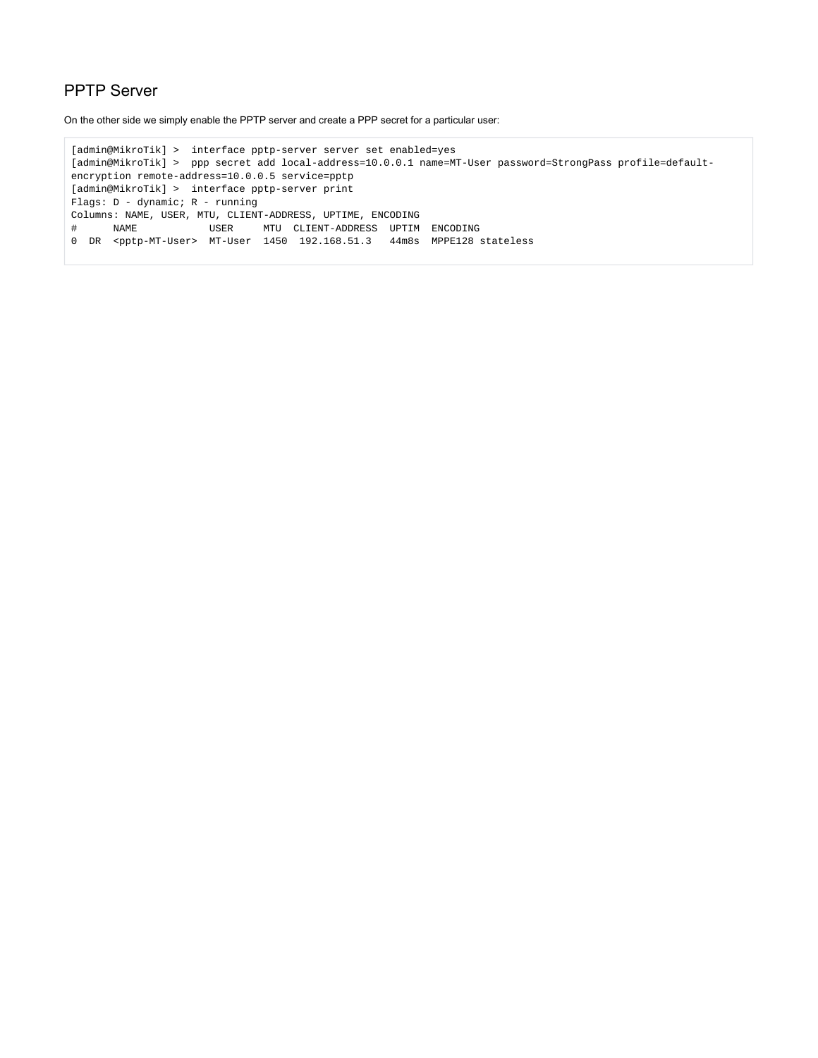## PPTP Server

On the other side we simply enable the PPTP server and create a PPP secret for a particular user:

```
[admin@MikroTik] >  interface pptp-server server set enabled=yes
[admin@MikroTik] >  ppp secret add local-address=10.0.0.1 name=MT-User password=StrongPass profile=default-
encryption remote-address=10.0.0.5 service=pptp
[admin@MikroTik] >  interface pptp-server print
Flags: D - dynamic; R - running
Columns: NAME, USER, MTU, CLIENT-ADDRESS, UPTIME, ENCODING
#      NAME            USER     MTU  CLIENT-ADDRESS  UPTIM  ENCODING
0  DR  <pptp-MT-User>  MT-User  1450  192.168.51.3   44m8s  MPPE128 stateless
```